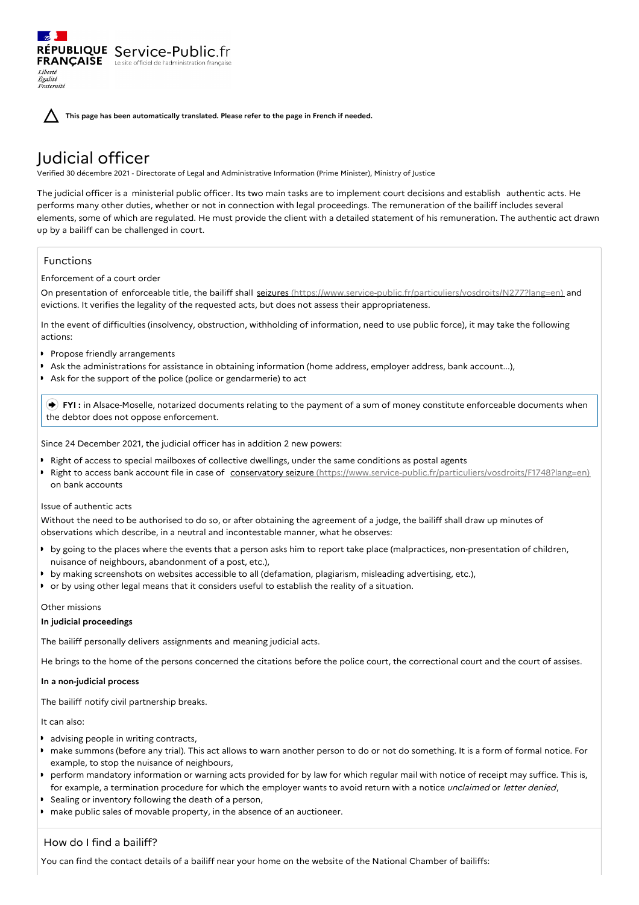RÉPUBLIQUE FRANÇAISE Service-Public.fr
Le site officiel de l'administration française
*Liberté Égalité Fraternité*

**This page has been automatically translated. Please refer to the page in French if needed.**

# Judicial officer

Verified 30 décembre 2021 - Directorate of Legal and Administrative Information (Prime Minister), Ministry of Justice

The judicial officer is a ministerial public officer. Its two main tasks are to implement court decisions and establish authentic acts. He performs many other duties, whether or not in connection with legal proceedings. The remuneration of the bailiff includes several elements, some of which are regulated. He must provide the client with a detailed statement of his remuneration. The authentic act drawn up by a bailiff can be challenged in court.

## Functions

### Enforcement of a court order

On presentation of enforceable title, the bailiff shall seizures (https://www.service-public.fr/particuliers/vosdroits/N277?lang=en) and evictions. It verifies the legality of the requested acts, but does not assess their appropriateness.

In the event of difficulties (insolvency, obstruction, withholding of information, need to use public force), it may take the following actions:

- Propose friendly arrangements
- Ask the administrations for assistance in obtaining information (home address, employer address, bank account...),
- Ask for the support of the police (police or gendarmerie) to act

> **FYI :** in Alsace-Moselle, notarized documents relating to the payment of a sum of money constitute enforceable documents when the debtor does not oppose enforcement.

Since 24 December 2021, the judicial officer has in addition 2 new powers:

- Right of access to special mailboxes of collective dwellings, under the same conditions as postal agents
- Right to access bank account file in case of conservatory seizure (https://www.service-public.fr/particuliers/vosdroits/F1748?lang=en) on bank accounts

### Issue of authentic acts

Without the need to be authorised to do so, or after obtaining the agreement of a judge, the bailiff shall draw up minutes of observations which describe, in a neutral and incontestable manner, what he observes:

- by going to the places where the events that a person asks him to report take place (malpractices, non-presentation of children, nuisance of neighbours, abandonment of a post, etc.),
- by making screenshots on websites accessible to all (defamation, plagiarism, misleading advertising, etc.),
- or by using other legal means that it considers useful to establish the reality of a situation.

### Other missions

**In judicial proceedings**

The bailiff personally delivers assignments and meaning judicial acts.

He brings to the home of the persons concerned the citations before the police court, the correctional court and the court of assises.

**In a non-judicial process**

The bailiff notify civil partnership breaks.

It can also:

- advising people in writing contracts,
- make summons (before any trial). This act allows to warn another person to do or not do something. It is a form of formal notice. For example, to stop the nuisance of neighbours,
- perform mandatory information or warning acts provided for by law for which regular mail with notice of receipt may suffice. This is, for example, a termination procedure for which the employer wants to avoid return with a notice *unclaimed* or *letter denied*,
- Sealing or inventory following the death of a person,
- make public sales of movable property, in the absence of an auctioneer.

## How do I find a bailiff?

You can find the contact details of a bailiff near your home on the website of the National Chamber of bailiffs: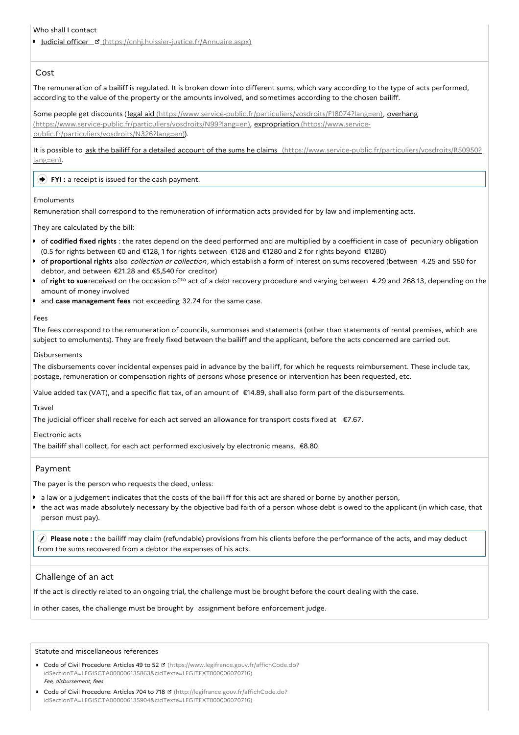Who shall I contact

- [Judicial officer](https://cnhj.huissier-justice.fr/Annuaire.aspx) (https://cnhj.huissier-justice.fr/Annuaire.aspx)

## Cost

The remuneration of a bailiff is regulated. It is broken down into different sums, which vary according to the type of acts performed, according to the value of the property or the amounts involved, and sometimes according to the chosen bailiff.

Some people get discounts ([legal aid](https://www.service-public.fr/particuliers/vosdroits/F18074?lang=en) (https://www.service-public.fr/particuliers/vosdroits/F18074?lang=en), [overhang](https://www.service-public.fr/particuliers/vosdroits/N99?lang=en) (https://www.service-public.fr/particuliers/vosdroits/N99?lang=en), [expropriation](https://www.service-public.fr/particuliers/vosdroits/N326?lang=en) (https://www.service-public.fr/particuliers/vosdroits/N326?lang=en)).

It is possible to [ask the bailiff for a detailed account of the sums he claims](https://www.service-public.fr/particuliers/vosdroits/R50950?lang=en) (https://www.service-public.fr/particuliers/vosdroits/R50950?lang=en).

> **FYI :** a receipt is issued for the cash payment.

Emoluments

Remuneration shall correspond to the remuneration of information acts provided for by law and implementing acts.

They are calculated by the bill:

- of **codified fixed rights** : the rates depend on the deed performed and are multiplied by a coefficient in case of pecuniary obligation (0.5 for rights between €0 and €128, 1 for rights between €128 and €1280 and 2 for rights beyond €1280)
- of **proportional rights** also *collection or collection*, which establish a form of interest on sums recovered (between 4.25 and 550 for debtor, and between €21.28 and €5,540 for creditor)
- of **right to sue** received on the occasion of[to] act of a debt recovery procedure and varying between 4.29 and 268.13, depending on the amount of money involved
- and **case management fees** not exceeding 32.74 for the same case.

Fees

The fees correspond to the remuneration of councils, summonses and statements (other than statements of rental premises, which are subject to emoluments). They are freely fixed between the bailiff and the applicant, before the acts concerned are carried out.

Disbursements

The disbursements cover incidental expenses paid in advance by the bailiff, for which he requests reimbursement. These include tax, postage, remuneration or compensation rights of persons whose presence or intervention has been requested, etc.

Value added tax (VAT), and a specific flat tax, of an amount of €14.89, shall also form part of the disbursements.

Travel

The judicial officer shall receive for each act served an allowance for transport costs fixed at €7.67.

Electronic acts

The bailiff shall collect, for each act performed exclusively by electronic means, €8.80.

## Payment

The payer is the person who requests the deed, unless:

- a law or a judgement indicates that the costs of the bailiff for this act are shared or borne by another person,
- the act was made absolutely necessary by the objective bad faith of a person whose debt is owed to the applicant (in which case, that person must pay).

> **Please note :** the bailiff may claim (refundable) provisions from his clients before the performance of the acts, and may deduct from the sums recovered from a debtor the expenses of his acts.

## Challenge of an act

If the act is directly related to an ongoing trial, the challenge must be brought before the court dealing with the case.

In other cases, the challenge must be brought by assignment before enforcement judge.

Statute and miscellaneous references

- Code of Civil Procedure: Articles 49 to 52 (https://www.legifrance.gouv.fr/affichCode.do?idSectionTA=LEGISCTA000006135863&cidTexte=LEGITEXT000006070716)
  *Fee, disbursement, fees*
- Code of Civil Procedure: Articles 704 to 718 (http://legifrance.gouv.fr/affichCode.do?idSectionTA=LEGISCTA000006135904&cidTexte=LEGITEXT000006070716)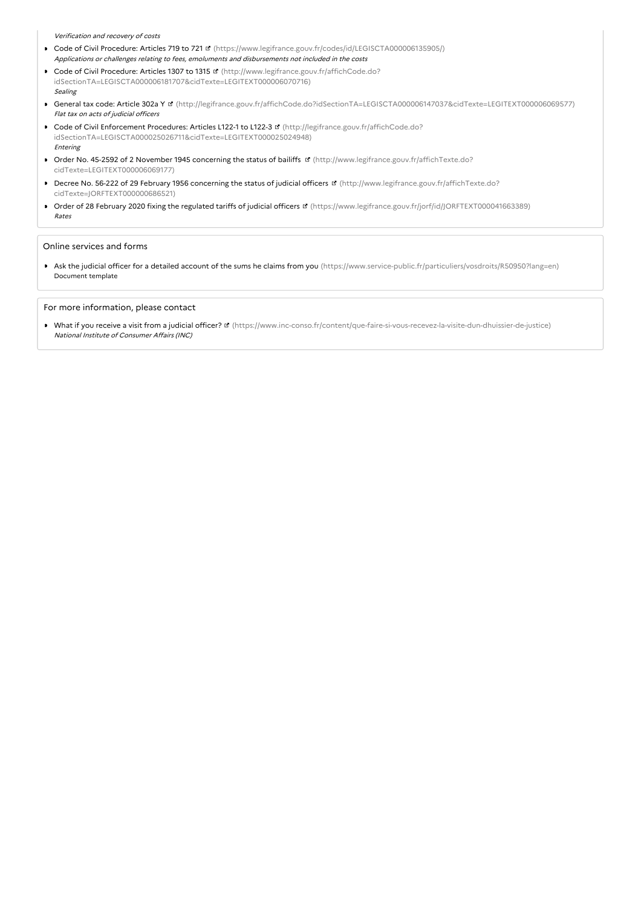*Verification and recovery of costs*

- Code of Civil Procedure: Articles 719 to 721 (https://www.legifrance.gouv.fr/codes/id/LEGISCTA000006135905/)
  *Applications or challenges relating to fees, emoluments and disbursements not included in the costs*
- Code of Civil Procedure: Articles 1307 to 1315 (http://www.legifrance.gouv.fr/affichCode.do?idSectionTA=LEGISCTA000006181707&cidTexte=LEGITEXT000006070716)
  *Sealing*
- General tax code: Article 302a Y (http://legifrance.gouv.fr/affichCode.do?idSectionTA=LEGISCTA000006147037&cidTexte=LEGITEXT000006069577)
  *Flat tax on acts of judicial officers*
- Code of Civil Enforcement Procedures: Articles L122-1 to L122-3 (http://legifrance.gouv.fr/affichCode.do?idSectionTA=LEGISCTA000025026711&cidTexte=LEGITEXT000025024948)
  *Entering*
- Order No. 45-2592 of 2 November 1945 concerning the status of bailiffs (http://www.legifrance.gouv.fr/affichTexte.do?cidTexte=LEGITEXT000006069177)
- Decree No. 56-222 of 29 February 1956 concerning the status of judicial officers (http://www.legifrance.gouv.fr/affichTexte.do?cidTexte=JORFTEXT000000686521)
- Order of 28 February 2020 fixing the regulated tariffs of judicial officers (https://www.legifrance.gouv.fr/jorf/id/JORFTEXT000041663389)
  *Rates*

## Online services and forms

- Ask the judicial officer for a detailed account of the sums he claims from you (https://www.service-public.fr/particuliers/vosdroits/R50950?lang=en)
  Document template

## For more information, please contact

- What if you receive a visit from a judicial officer? (https://www.inc-conso.fr/content/que-faire-si-vous-recevez-la-visite-dun-dhuissier-de-justice)
  *National Institute of Consumer Affairs (INC)*